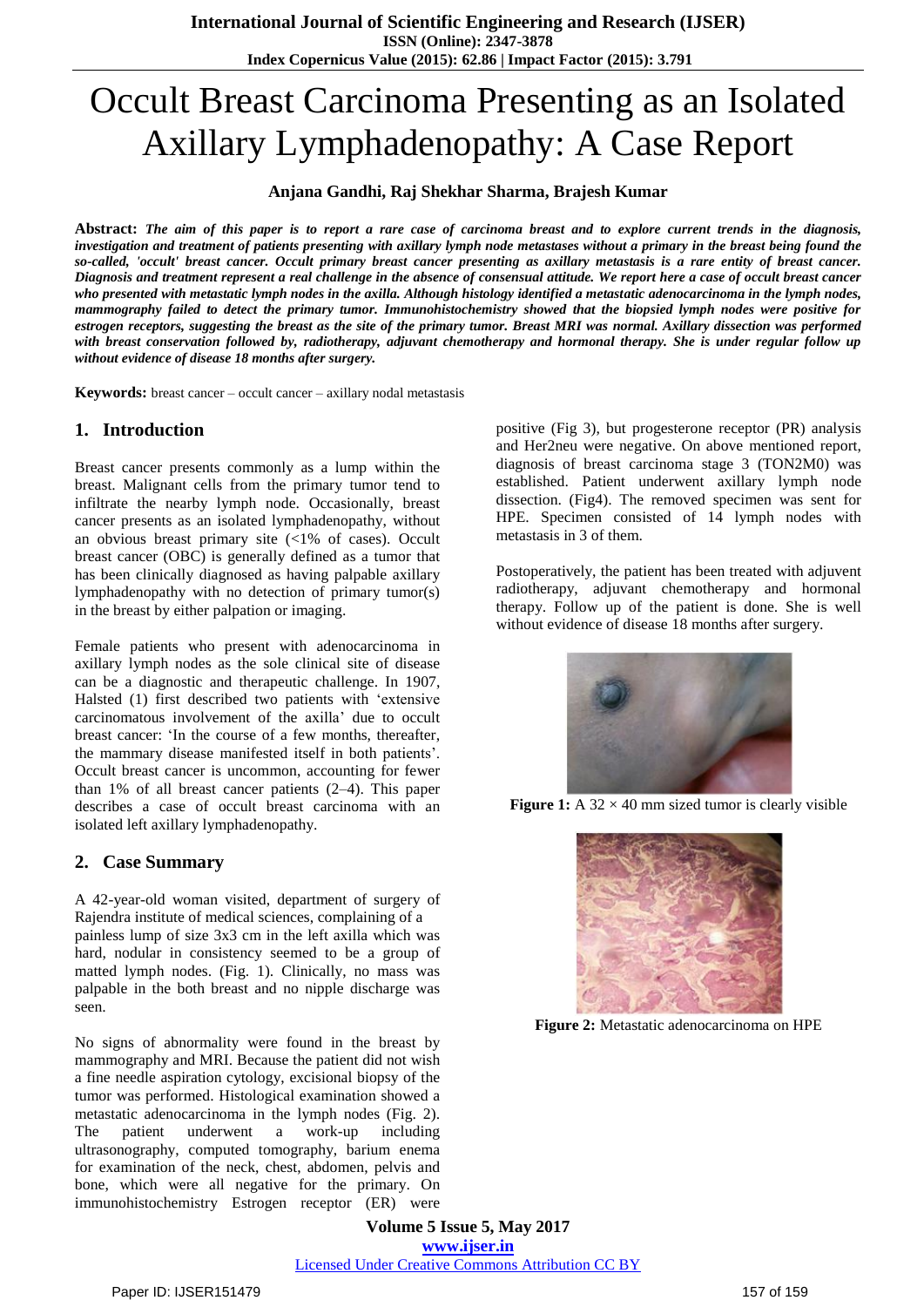# Occult Breast Carcinoma Presenting as an Isolated Axillary Lymphadenopathy: A Case Report

**Anjana Gandhi, Raj Shekhar Sharma, Brajesh Kumar**

**Abstract:** ***The aim of this paper is to report a rare case of carcinoma breast and to explore current trends in the diagnosis, investigation and treatment of patients presenting with axillary lymph node metastases without a primary in the breast being found the so-called, 'occult' breast cancer. Occult primary breast cancer presenting as axillary metastasis is a rare entity of breast cancer. Diagnosis and treatment represent a real challenge in the absence of consensual attitude. We report here a case of occult breast cancer who presented with metastatic lymph nodes in the axilla. Although histology identified a metastatic adenocarcinoma in the lymph nodes, mammography failed to detect the primary tumor. Immunohistochemistry showed that the biopsied lymph nodes were positive for estrogen receptors, suggesting the breast as the site of the primary tumor. Breast MRI was normal. Axillary dissection was performed with breast conservation followed by, radiotherapy, adjuvant chemotherapy and hormonal therapy. She is under regular follow up without evidence of disease 18 months after surgery.***

**Keywords:** breast cancer – occult cancer – axillary nodal metastasis

## 1. Introduction

Breast cancer presents commonly as a lump within the breast. Malignant cells from the primary tumor tend to infiltrate the nearby lymph node. Occasionally, breast cancer presents as an isolated lymphadenopathy, without an obvious breast primary site (<1% of cases). Occult breast cancer (OBC) is generally defined as a tumor that has been clinically diagnosed as having palpable axillary lymphadenopathy with no detection of primary tumor(s) in the breast by either palpation or imaging.

Female patients who present with adenocarcinoma in axillary lymph nodes as the sole clinical site of disease can be a diagnostic and therapeutic challenge. In 1907, Halsted (1) first described two patients with 'extensive carcinomatous involvement of the axilla' due to occult breast cancer: 'In the course of a few months, thereafter, the mammary disease manifested itself in both patients'. Occult breast cancer is uncommon, accounting for fewer than 1% of all breast cancer patients (2–4). This paper describes a case of occult breast carcinoma with an isolated left axillary lymphadenopathy.

## 2. Case Summary

A 42-year-old woman visited, department of surgery of Rajendra institute of medical sciences, complaining of a painless lump of size 3x3 cm in the left axilla which was hard, nodular in consistency seemed to be a group of matted lymph nodes. (Fig. 1). Clinically, no mass was palpable in the both breast and no nipple discharge was seen.

No signs of abnormality were found in the breast by mammography and MRI. Because the patient did not wish a fine needle aspiration cytology, excisional biopsy of the tumor was performed. Histological examination showed a metastatic adenocarcinoma in the lymph nodes (Fig. 2). The patient underwent a work-up including ultrasonography, computed tomography, barium enema for examination of the neck, chest, abdomen, pelvis and bone, which were all negative for the primary. On immunohistochemistry Estrogen receptor (ER) were positive (Fig 3), but progesterone receptor (PR) analysis and Her2neu were negative. On above mentioned report, diagnosis of breast carcinoma stage 3 (TON2M0) was established. Patient underwent axillary lymph node dissection. (Fig4). The removed specimen was sent for HPE. Specimen consisted of 14 lymph nodes with metastasis in 3 of them.

Postoperatively, the patient has been treated with adjuvent radiotherapy, adjuvant chemotherapy and hormonal therapy. Follow up of the patient is done. She is well without evidence of disease 18 months after surgery.

**Figure 1:** A 32 × 40 mm sized tumor is clearly visible

**Figure 2:** Metastatic adenocarcinoma on HPE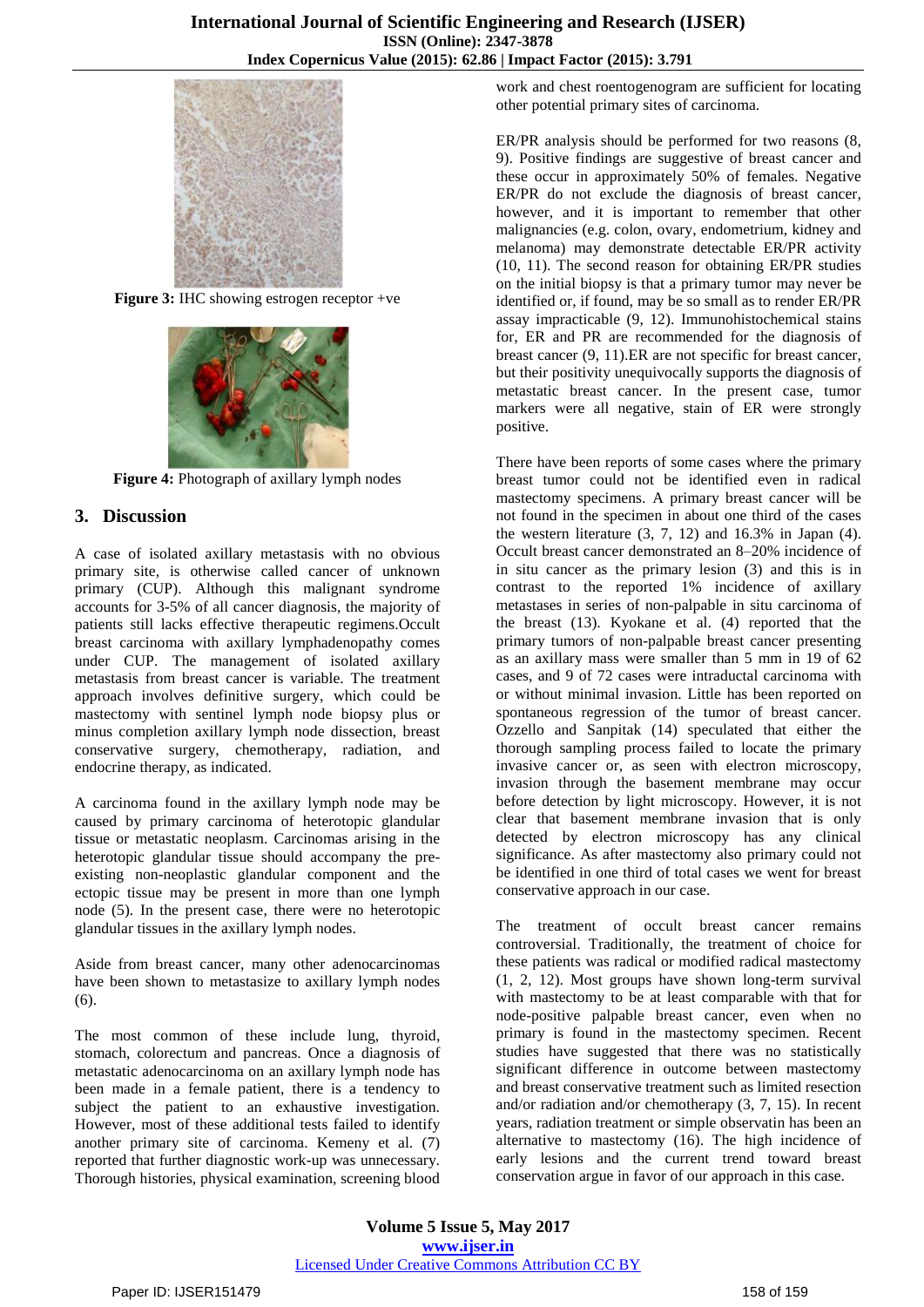Figure 3: IHC showing estrogen receptor +ve

Figure 4: Photograph of axillary lymph nodes

## 3. Discussion

A case of isolated axillary metastasis with no obvious primary site, is otherwise called cancer of unknown primary (CUP). Although this malignant syndrome accounts for 3-5% of all cancer diagnosis, the majority of patients still lacks effective therapeutic regimens.Occult breast carcinoma with axillary lymphadenopathy comes under CUP. The management of isolated axillary metastasis from breast cancer is variable. The treatment approach involves definitive surgery, which could be mastectomy with sentinel lymph node biopsy plus or minus completion axillary lymph node dissection, breast conservative surgery, chemotherapy, radiation, and endocrine therapy, as indicated.

A carcinoma found in the axillary lymph node may be caused by primary carcinoma of heterotopic glandular tissue or metastatic neoplasm. Carcinomas arising in the heterotopic glandular tissue should accompany the pre-existing non-neoplastic glandular component and the ectopic tissue may be present in more than one lymph node (5). In the present case, there were no heterotopic glandular tissues in the axillary lymph nodes.

Aside from breast cancer, many other adenocarcinomas have been shown to metastasize to axillary lymph nodes (6).

The most common of these include lung, thyroid, stomach, colorectum and pancreas. Once a diagnosis of metastatic adenocarcinoma on an axillary lymph node has been made in a female patient, there is a tendency to subject the patient to an exhaustive investigation. However, most of these additional tests failed to identify another primary site of carcinoma. Kemeny et al. (7) reported that further diagnostic work-up was unnecessary. Thorough histories, physical examination, screening blood work and chest roentogenogram are sufficient for locating other potential primary sites of carcinoma.

ER/PR analysis should be performed for two reasons (8, 9). Positive findings are suggestive of breast cancer and these occur in approximately 50% of females. Negative ER/PR do not exclude the diagnosis of breast cancer, however, and it is important to remember that other malignancies (e.g. colon, ovary, endometrium, kidney and melanoma) may demonstrate detectable ER/PR activity (10, 11). The second reason for obtaining ER/PR studies on the initial biopsy is that a primary tumor may never be identified or, if found, may be so small as to render ER/PR assay impracticable (9, 12). Immunohistochemical stains for, ER and PR are recommended for the diagnosis of breast cancer (9, 11).ER are not specific for breast cancer, but their positivity unequivocally supports the diagnosis of metastatic breast cancer. In the present case, tumor markers were all negative, stain of ER were strongly positive.

There have been reports of some cases where the primary breast tumor could not be identified even in radical mastectomy specimens. A primary breast cancer will be not found in the specimen in about one third of the cases the western literature (3, 7, 12) and 16.3% in Japan (4). Occult breast cancer demonstrated an 8–20% incidence of in situ cancer as the primary lesion (3) and this is in contrast to the reported 1% incidence of axillary metastases in series of non-palpable in situ carcinoma of the breast (13). Kyokane et al. (4) reported that the primary tumors of non-palpable breast cancer presenting as an axillary mass were smaller than 5 mm in 19 of 62 cases, and 9 of 72 cases were intraductal carcinoma with or without minimal invasion. Little has been reported on spontaneous regression of the tumor of breast cancer. Ozzello and Sanpitak (14) speculated that either the thorough sampling process failed to locate the primary invasive cancer or, as seen with electron microscopy, invasion through the basement membrane may occur before detection by light microscopy. However, it is not clear that basement membrane invasion that is only detected by electron microscopy has any clinical significance. As after mastectomy also primary could not be identified in one third of total cases we went for breast conservative approach in our case.

The treatment of occult breast cancer remains controversial. Traditionally, the treatment of choice for these patients was radical or modified radical mastectomy (1, 2, 12). Most groups have shown long-term survival with mastectomy to be at least comparable with that for node-positive palpable breast cancer, even when no primary is found in the mastectomy specimen. Recent studies have suggested that there was no statistically significant difference in outcome between mastectomy and breast conservative treatment such as limited resection and/or radiation and/or chemotherapy (3, 7, 15). In recent years, radiation treatment or simple observatin has been an alternative to mastectomy (16). The high incidence of early lesions and the current trend toward breast conservation argue in favor of our approach in this case.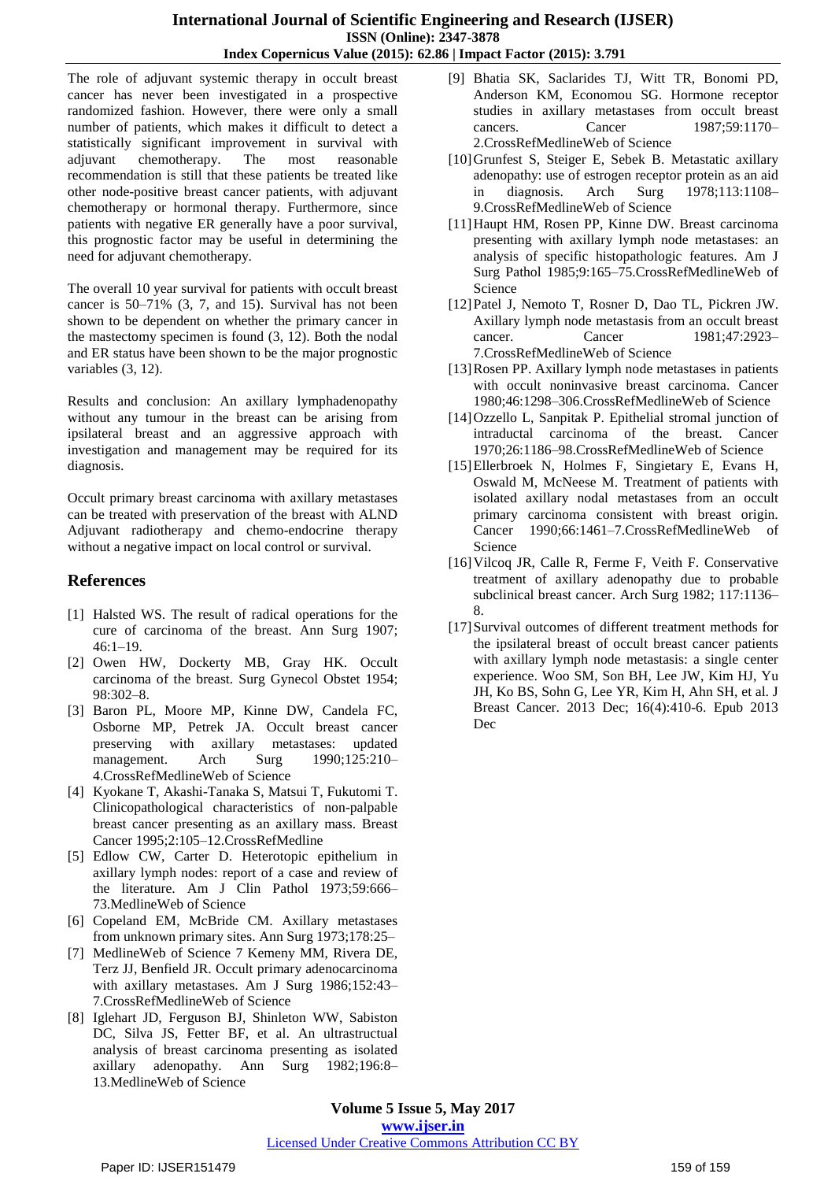The role of adjuvant systemic therapy in occult breast cancer has never been investigated in a prospective randomized fashion. However, there were only a small number of patients, which makes it difficult to detect a statistically significant improvement in survival with adjuvant chemotherapy. The most reasonable recommendation is still that these patients be treated like other node-positive breast cancer patients, with adjuvant chemotherapy or hormonal therapy. Furthermore, since patients with negative ER generally have a poor survival, this prognostic factor may be useful in determining the need for adjuvant chemotherapy.

The overall 10 year survival for patients with occult breast cancer is 50–71% (3, 7, and 15). Survival has not been shown to be dependent on whether the primary cancer in the mastectomy specimen is found (3, 12). Both the nodal and ER status have been shown to be the major prognostic variables (3, 12).

Results and conclusion: An axillary lymphadenopathy without any tumour in the breast can be arising from ipsilateral breast and an aggressive approach with investigation and management may be required for its diagnosis.

Occult primary breast carcinoma with axillary metastases can be treated with preservation of the breast with ALND Adjuvant radiotherapy and chemo-endocrine therapy without a negative impact on local control or survival.

## References

[1] Halsted WS. The result of radical operations for the cure of carcinoma of the breast. Ann Surg 1907; 46:1–19.

[2] Owen HW, Dockerty MB, Gray HK. Occult carcinoma of the breast. Surg Gynecol Obstet 1954; 98:302–8.

[3] Baron PL, Moore MP, Kinne DW, Candela FC, Osborne MP, Petrek JA. Occult breast cancer preserving with axillary metastases: updated management. Arch Surg 1990;125:210–4.CrossRefMedlineWeb of Science

[4] Kyokane T, Akashi-Tanaka S, Matsui T, Fukutomi T. Clinicopathological characteristics of non-palpable breast cancer presenting as an axillary mass. Breast Cancer 1995;2:105–12.CrossRefMedline

[5] Edlow CW, Carter D. Heterotopic epithelium in axillary lymph nodes: report of a case and review of the literature. Am J Clin Pathol 1973;59:666–73.MedlineWeb of Science

[6] Copeland EM, McBride CM. Axillary metastases from unknown primary sites. Ann Surg 1973;178:25–

[7] MedlineWeb of Science 7 Kemeny MM, Rivera DE, Terz JJ, Benfield JR. Occult primary adenocarcinoma with axillary metastases. Am J Surg 1986;152:43–7.CrossRefMedlineWeb of Science

[8] Iglehart JD, Ferguson BJ, Shinleton WW, Sabiston DC, Silva JS, Fetter BF, et al. An ultrastructual analysis of breast carcinoma presenting as isolated axillary adenopathy. Ann Surg 1982;196:8–13.MedlineWeb of Science

[9] Bhatia SK, Saclarides TJ, Witt TR, Bonomi PD, Anderson KM, Economou SG. Hormone receptor studies in axillary metastases from occult breast cancers. Cancer 1987;59:1170–2.CrossRefMedlineWeb of Science

[10] Grunfest S, Steiger E, Sebek B. Metastatic axillary adenopathy: use of estrogen receptor protein as an aid in diagnosis. Arch Surg 1978;113:1108–9.CrossRefMedlineWeb of Science

[11] Haupt HM, Rosen PP, Kinne DW. Breast carcinoma presenting with axillary lymph node metastases: an analysis of specific histopathologic features. Am J Surg Pathol 1985;9:165–75.CrossRefMedlineWeb of Science

[12] Patel J, Nemoto T, Rosner D, Dao TL, Pickren JW. Axillary lymph node metastasis from an occult breast cancer. Cancer 1981;47:2923–7.CrossRefMedlineWeb of Science

[13] Rosen PP. Axillary lymph node metastases in patients with occult noninvasive breast carcinoma. Cancer 1980;46:1298–306.CrossRefMedlineWeb of Science

[14] Ozzello L, Sanpitak P. Epithelial stromal junction of intraductal carcinoma of the breast. Cancer 1970;26:1186–98.CrossRefMedlineWeb of Science

[15] Ellerbroek N, Holmes F, Singietary E, Evans H, Oswald M, McNeese M. Treatment of patients with isolated axillary nodal metastases from an occult primary carcinoma consistent with breast origin. Cancer 1990;66:1461–7.CrossRefMedlineWeb of Science

[16] Vilcoq JR, Calle R, Ferme F, Veith F. Conservative treatment of axillary adenopathy due to probable subclinical breast cancer. Arch Surg 1982; 117:1136–8.

[17] Survival outcomes of different treatment methods for the ipsilateral breast of occult breast cancer patients with axillary lymph node metastasis: a single center experience. Woo SM, Son BH, Lee JW, Kim HJ, Yu JH, Ko BS, Sohn G, Lee YR, Kim H, Ahn SH, et al. J Breast Cancer. 2013 Dec; 16(4):410-6. Epub 2013 Dec